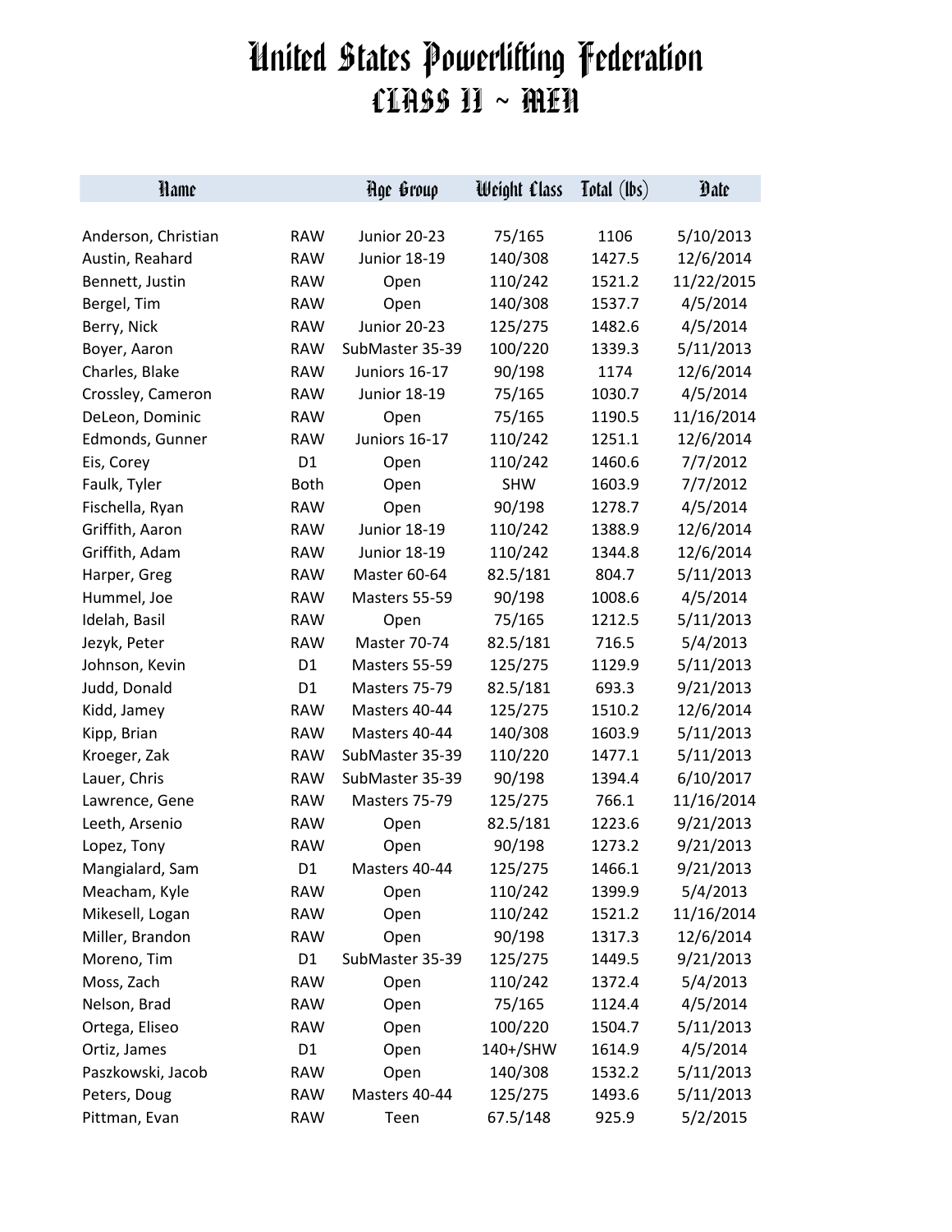# United States Powerlifting Federation

## CLASS II ~ MEN

| Name | | Age Group | Weight Class | Total (lbs) | Date |
|---|---|---|---|---|---|
| Anderson, Christian | RAW | Junior 20-23 | 75/165 | 1106 | 5/10/2013 |
| Austin, Reahard | RAW | Junior 18-19 | 140/308 | 1427.5 | 12/6/2014 |
| Bennett, Justin | RAW | Open | 110/242 | 1521.2 | 11/22/2015 |
| Bergel, Tim | RAW | Open | 140/308 | 1537.7 | 4/5/2014 |
| Berry, Nick | RAW | Junior 20-23 | 125/275 | 1482.6 | 4/5/2014 |
| Boyer, Aaron | RAW | SubMaster 35-39 | 100/220 | 1339.3 | 5/11/2013 |
| Charles, Blake | RAW | Juniors 16-17 | 90/198 | 1174 | 12/6/2014 |
| Crossley, Cameron | RAW | Junior 18-19 | 75/165 | 1030.7 | 4/5/2014 |
| DeLeon, Dominic | RAW | Open | 75/165 | 1190.5 | 11/16/2014 |
| Edmonds, Gunner | RAW | Juniors 16-17 | 110/242 | 1251.1 | 12/6/2014 |
| Eis, Corey | D1 | Open | 110/242 | 1460.6 | 7/7/2012 |
| Faulk, Tyler | Both | Open | SHW | 1603.9 | 7/7/2012 |
| Fischella, Ryan | RAW | Open | 90/198 | 1278.7 | 4/5/2014 |
| Griffith, Aaron | RAW | Junior 18-19 | 110/242 | 1388.9 | 12/6/2014 |
| Griffith, Adam | RAW | Junior 18-19 | 110/242 | 1344.8 | 12/6/2014 |
| Harper, Greg | RAW | Master 60-64 | 82.5/181 | 804.7 | 5/11/2013 |
| Hummel, Joe | RAW | Masters 55-59 | 90/198 | 1008.6 | 4/5/2014 |
| Idelah, Basil | RAW | Open | 75/165 | 1212.5 | 5/11/2013 |
| Jezyk, Peter | RAW | Master 70-74 | 82.5/181 | 716.5 | 5/4/2013 |
| Johnson, Kevin | D1 | Masters 55-59 | 125/275 | 1129.9 | 5/11/2013 |
| Judd, Donald | D1 | Masters 75-79 | 82.5/181 | 693.3 | 9/21/2013 |
| Kidd, Jamey | RAW | Masters 40-44 | 125/275 | 1510.2 | 12/6/2014 |
| Kipp, Brian | RAW | Masters 40-44 | 140/308 | 1603.9 | 5/11/2013 |
| Kroeger, Zak | RAW | SubMaster 35-39 | 110/220 | 1477.1 | 5/11/2013 |
| Lauer, Chris | RAW | SubMaster 35-39 | 90/198 | 1394.4 | 6/10/2017 |
| Lawrence, Gene | RAW | Masters 75-79 | 125/275 | 766.1 | 11/16/2014 |
| Leeth, Arsenio | RAW | Open | 82.5/181 | 1223.6 | 9/21/2013 |
| Lopez, Tony | RAW | Open | 90/198 | 1273.2 | 9/21/2013 |
| Mangialard, Sam | D1 | Masters 40-44 | 125/275 | 1466.1 | 9/21/2013 |
| Meacham, Kyle | RAW | Open | 110/242 | 1399.9 | 5/4/2013 |
| Mikesell, Logan | RAW | Open | 110/242 | 1521.2 | 11/16/2014 |
| Miller, Brandon | RAW | Open | 90/198 | 1317.3 | 12/6/2014 |
| Moreno, Tim | D1 | SubMaster 35-39 | 125/275 | 1449.5 | 9/21/2013 |
| Moss, Zach | RAW | Open | 110/242 | 1372.4 | 5/4/2013 |
| Nelson, Brad | RAW | Open | 75/165 | 1124.4 | 4/5/2014 |
| Ortega, Eliseo | RAW | Open | 100/220 | 1504.7 | 5/11/2013 |
| Ortiz, James | D1 | Open | 140+/SHW | 1614.9 | 4/5/2014 |
| Paszkowski, Jacob | RAW | Open | 140/308 | 1532.2 | 5/11/2013 |
| Peters, Doug | RAW | Masters 40-44 | 125/275 | 1493.6 | 5/11/2013 |
| Pittman, Evan | RAW | Teen | 67.5/148 | 925.9 | 5/2/2015 |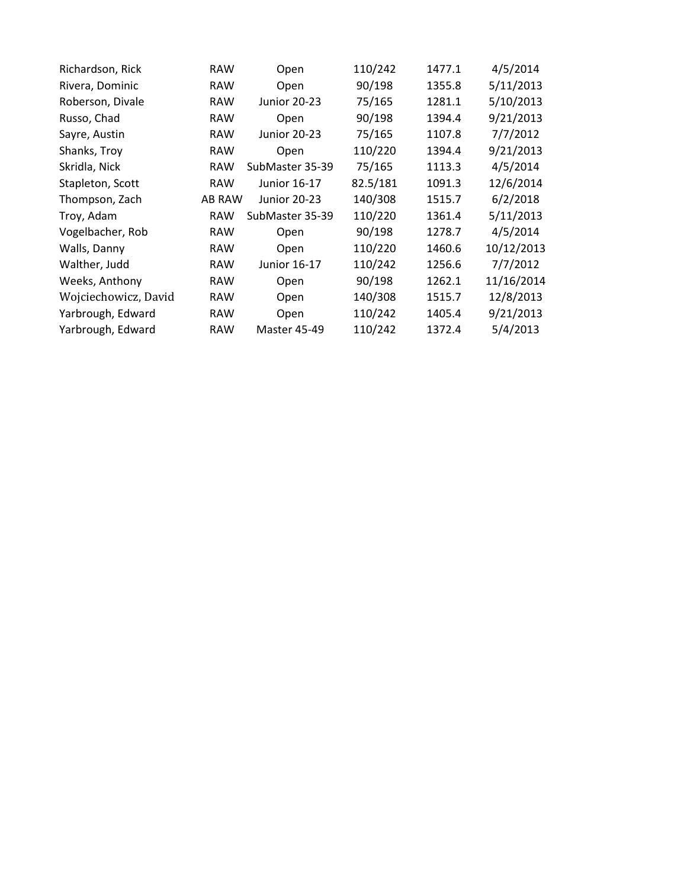| | | | | | |
|---|---|---|---|---|---|
| Richardson, Rick | RAW | Open | 110/242 | 1477.1 | 4/5/2014 |
| Rivera, Dominic | RAW | Open | 90/198 | 1355.8 | 5/11/2013 |
| Roberson, Divale | RAW | Junior 20-23 | 75/165 | 1281.1 | 5/10/2013 |
| Russo, Chad | RAW | Open | 90/198 | 1394.4 | 9/21/2013 |
| Sayre, Austin | RAW | Junior 20-23 | 75/165 | 1107.8 | 7/7/2012 |
| Shanks, Troy | RAW | Open | 110/220 | 1394.4 | 9/21/2013 |
| Skridla, Nick | RAW | SubMaster 35-39 | 75/165 | 1113.3 | 4/5/2014 |
| Stapleton, Scott | RAW | Junior 16-17 | 82.5/181 | 1091.3 | 12/6/2014 |
| Thompson, Zach | AB RAW | Junior 20-23 | 140/308 | 1515.7 | 6/2/2018 |
| Troy, Adam | RAW | SubMaster 35-39 | 110/220 | 1361.4 | 5/11/2013 |
| Vogelbacher, Rob | RAW | Open | 90/198 | 1278.7 | 4/5/2014 |
| Walls, Danny | RAW | Open | 110/220 | 1460.6 | 10/12/2013 |
| Walther, Judd | RAW | Junior 16-17 | 110/242 | 1256.6 | 7/7/2012 |
| Weeks, Anthony | RAW | Open | 90/198 | 1262.1 | 11/16/2014 |
| Wojciechowicz, David | RAW | Open | 140/308 | 1515.7 | 12/8/2013 |
| Yarbrough, Edward | RAW | Open | 110/242 | 1405.4 | 9/21/2013 |
| Yarbrough, Edward | RAW | Master 45-49 | 110/242 | 1372.4 | 5/4/2013 |